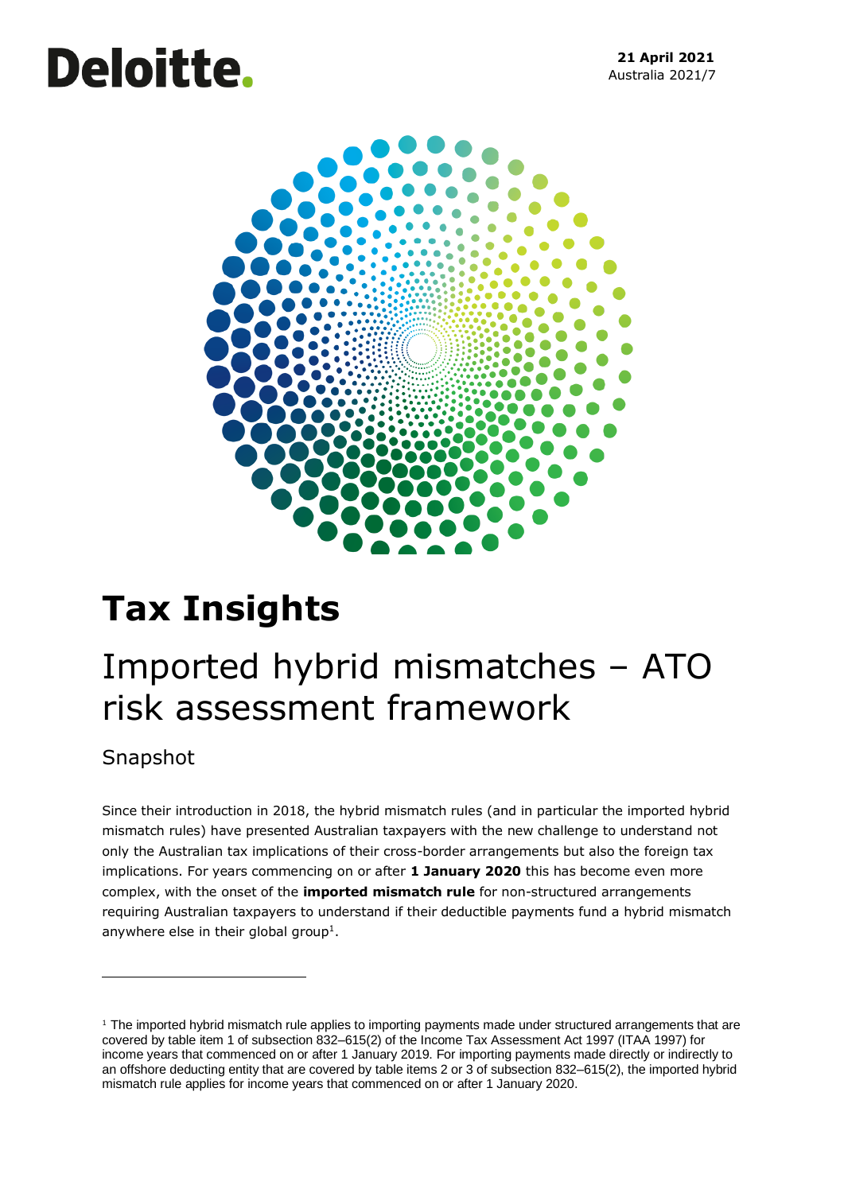Deloitte.

**21 April 2021**
Australia 2021/7

# Tax Insights

## Imported hybrid mismatches – ATO risk assessment framework

### Snapshot

Since their introduction in 2018, the hybrid mismatch rules (and in particular the imported hybrid mismatch rules) have presented Australian taxpayers with the new challenge to understand not only the Australian tax implications of their cross-border arrangements but also the foreign tax implications. For years commencing on or after **1 January 2020** this has become even more complex, with the onset of the **imported mismatch rule** for non-structured arrangements requiring Australian taxpayers to understand if their deductible payments fund a hybrid mismatch anywhere else in their global group[1].

[1] The imported hybrid mismatch rule applies to importing payments made under structured arrangements that are covered by table item 1 of subsection 832–615(2) of the Income Tax Assessment Act 1997 (ITAA 1997) for income years that commenced on or after 1 January 2019. For importing payments made directly or indirectly to an offshore deducting entity that are covered by table items 2 or 3 of subsection 832–615(2), the imported hybrid mismatch rule applies for income years that commenced on or after 1 January 2020.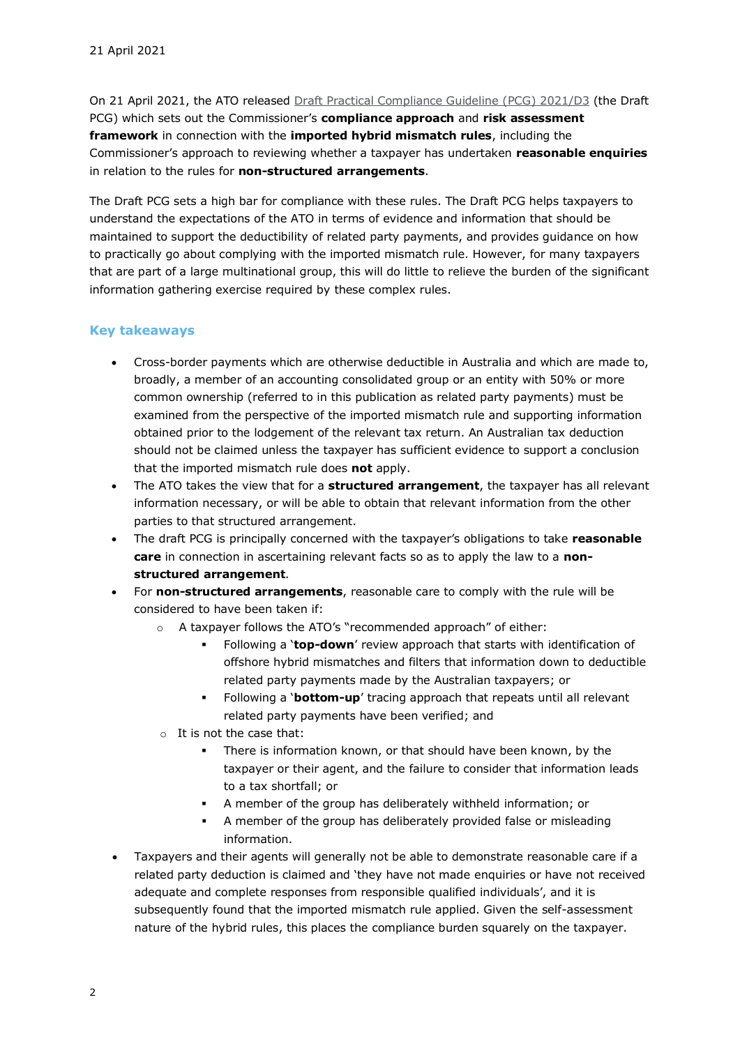21 April 2021

On 21 April 2021, the ATO released [Draft Practical Compliance Guideline (PCG) 2021/D3](#) (the Draft PCG) which sets out the Commissioner's **compliance approach** and **risk assessment framework** in connection with the **imported hybrid mismatch rules**, including the Commissioner's approach to reviewing whether a taxpayer has undertaken **reasonable enquiries** in relation to the rules for **non-structured arrangements**.

The Draft PCG sets a high bar for compliance with these rules. The Draft PCG helps taxpayers to understand the expectations of the ATO in terms of evidence and information that should be maintained to support the deductibility of related party payments, and provides guidance on how to practically go about complying with the imported mismatch rule. However, for many taxpayers that are part of a large multinational group, this will do little to relieve the burden of the significant information gathering exercise required by these complex rules.

## Key takeaways

- Cross-border payments which are otherwise deductible in Australia and which are made to, broadly, a member of an accounting consolidated group or an entity with 50% or more common ownership (referred to in this publication as related party payments) must be examined from the perspective of the imported mismatch rule and supporting information obtained prior to the lodgement of the relevant tax return. An Australian tax deduction should not be claimed unless the taxpayer has sufficient evidence to support a conclusion that the imported mismatch rule does **not** apply.
- The ATO takes the view that for a **structured arrangement**, the taxpayer has all relevant information necessary, or will be able to obtain that relevant information from the other parties to that structured arrangement.
- The draft PCG is principally concerned with the taxpayer's obligations to take **reasonable care** in connection in ascertaining relevant facts so as to apply the law to a **non-structured arrangement**.
- For **non-structured arrangements**, reasonable care to comply with the rule will be considered to have been taken if:
  - A taxpayer follows the ATO's "recommended approach" of either:
    - Following a '**top-down**' review approach that starts with identification of offshore hybrid mismatches and filters that information down to deductible related party payments made by the Australian taxpayers; or
    - Following a '**bottom-up**' tracing approach that repeats until all relevant related party payments have been verified; and
  - It is not the case that:
    - There is information known, or that should have been known, by the taxpayer or their agent, and the failure to consider that information leads to a tax shortfall; or
    - A member of the group has deliberately withheld information; or
    - A member of the group has deliberately provided false or misleading information.
- Taxpayers and their agents will generally not be able to demonstrate reasonable care if a related party deduction is claimed and 'they have not made enquiries or have not received adequate and complete responses from responsible qualified individuals', and it is subsequently found that the imported mismatch rule applied. Given the self-assessment nature of the hybrid rules, this places the compliance burden squarely on the taxpayer.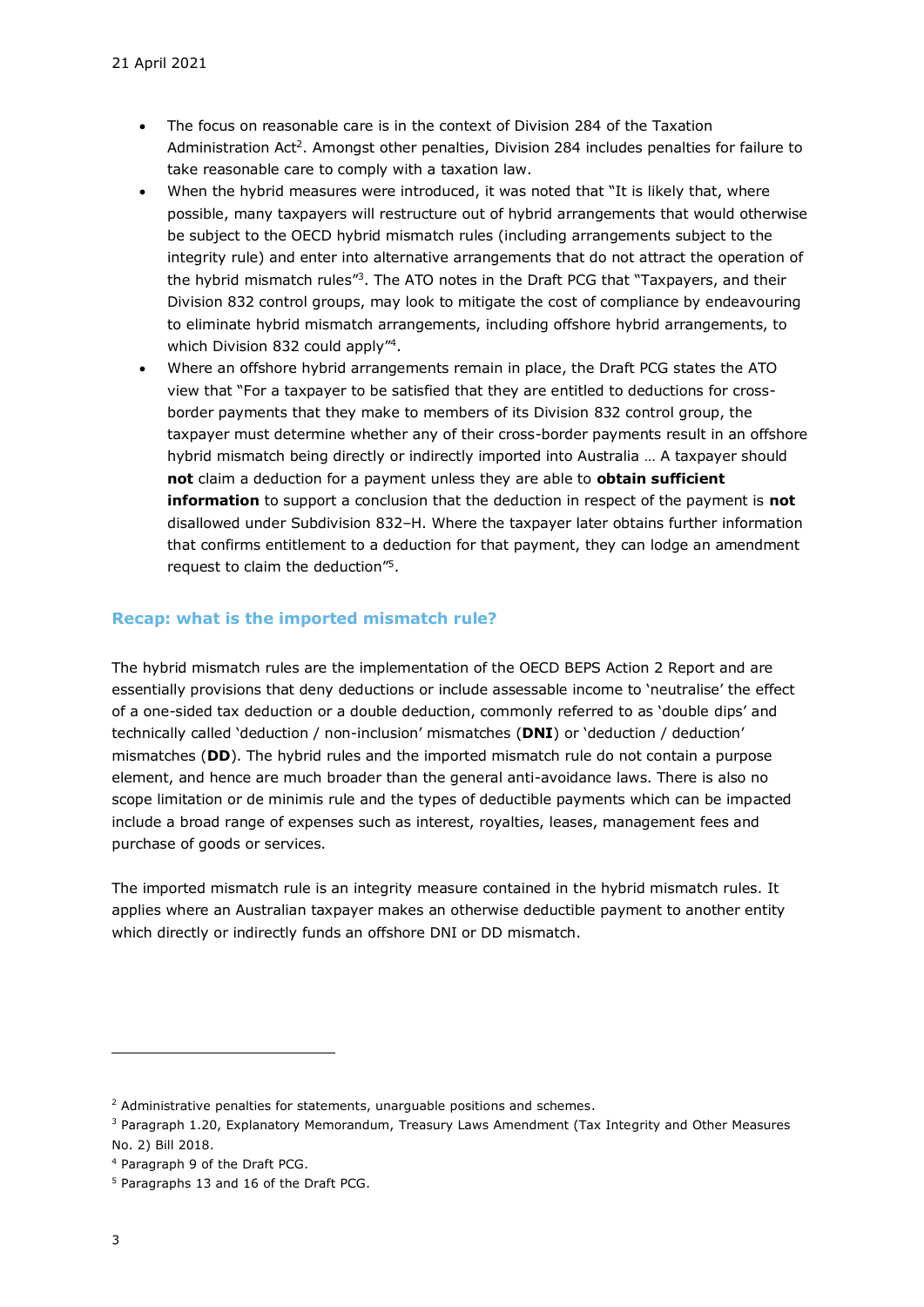- The focus on reasonable care is in the context of Division 284 of the Taxation Administration Act[2]. Amongst other penalties, Division 284 includes penalties for failure to take reasonable care to comply with a taxation law.
- When the hybrid measures were introduced, it was noted that "It is likely that, where possible, many taxpayers will restructure out of hybrid arrangements that would otherwise be subject to the OECD hybrid mismatch rules (including arrangements subject to the integrity rule) and enter into alternative arrangements that do not attract the operation of the hybrid mismatch rules"[3]. The ATO notes in the Draft PCG that "Taxpayers, and their Division 832 control groups, may look to mitigate the cost of compliance by endeavouring to eliminate hybrid mismatch arrangements, including offshore hybrid arrangements, to which Division 832 could apply"[4].
- Where an offshore hybrid arrangements remain in place, the Draft PCG states the ATO view that "For a taxpayer to be satisfied that they are entitled to deductions for cross-border payments that they make to members of its Division 832 control group, the taxpayer must determine whether any of their cross-border payments result in an offshore hybrid mismatch being directly or indirectly imported into Australia … A taxpayer should **not** claim a deduction for a payment unless they are able to **obtain sufficient information** to support a conclusion that the deduction in respect of the payment is **not** disallowed under Subdivision 832–H. Where the taxpayer later obtains further information that confirms entitlement to a deduction for that payment, they can lodge an amendment request to claim the deduction"[5].

## Recap: what is the imported mismatch rule?

The hybrid mismatch rules are the implementation of the OECD BEPS Action 2 Report and are essentially provisions that deny deductions or include assessable income to 'neutralise' the effect of a one-sided tax deduction or a double deduction, commonly referred to as 'double dips' and technically called 'deduction / non-inclusion' mismatches (**DNI**) or 'deduction / deduction' mismatches (**DD**). The hybrid rules and the imported mismatch rule do not contain a purpose element, and hence are much broader than the general anti-avoidance laws. There is also no scope limitation or de minimis rule and the types of deductible payments which can be impacted include a broad range of expenses such as interest, royalties, leases, management fees and purchase of goods or services.

The imported mismatch rule is an integrity measure contained in the hybrid mismatch rules. It applies where an Australian taxpayer makes an otherwise deductible payment to another entity which directly or indirectly funds an offshore DNI or DD mismatch.

---

[2] Administrative penalties for statements, unarguable positions and schemes.

[3] Paragraph 1.20, Explanatory Memorandum, Treasury Laws Amendment (Tax Integrity and Other Measures No. 2) Bill 2018.

[4] Paragraph 9 of the Draft PCG.

[5] Paragraphs 13 and 16 of the Draft PCG.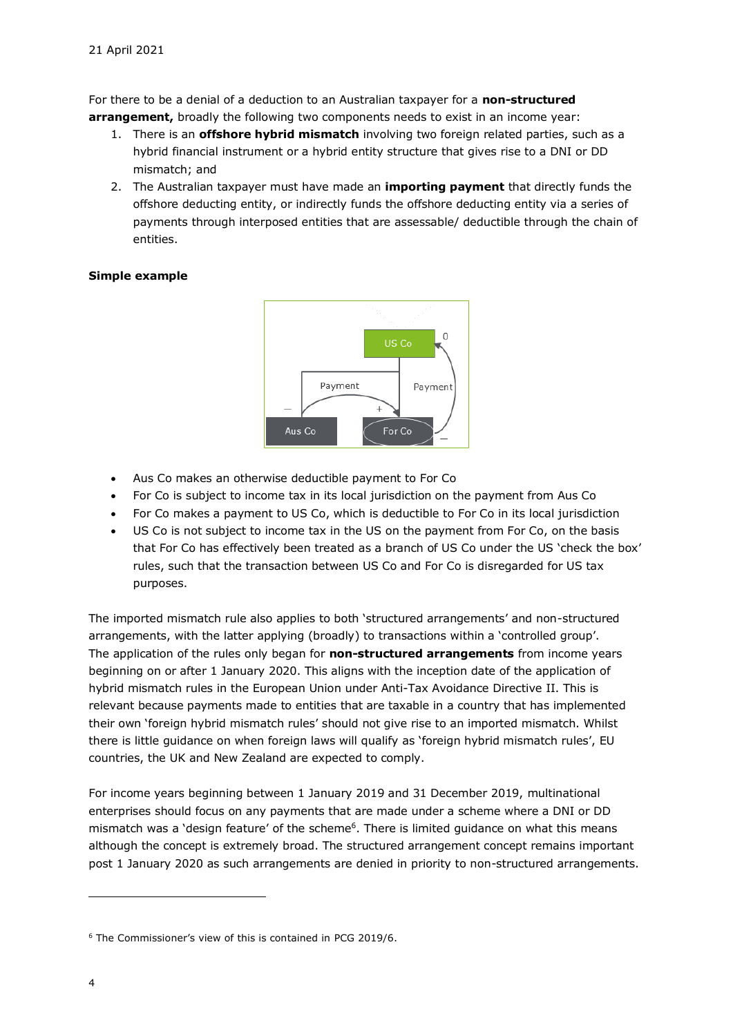21 April 2021

For there to be a denial of a deduction to an Australian taxpayer for a **non-structured arrangement,** broadly the following two components needs to exist in an income year:

1. There is an **offshore hybrid mismatch** involving two foreign related parties, such as a hybrid financial instrument or a hybrid entity structure that gives rise to a DNI or DD mismatch; and
2. The Australian taxpayer must have made an **importing payment** that directly funds the offshore deducting entity, or indirectly funds the offshore deducting entity via a series of payments through interposed entities that are assessable/ deductible through the chain of entities.

**Simple example**

- Aus Co makes an otherwise deductible payment to For Co
- For Co is subject to income tax in its local jurisdiction on the payment from Aus Co
- For Co makes a payment to US Co, which is deductible to For Co in its local jurisdiction
- US Co is not subject to income tax in the US on the payment from For Co, on the basis that For Co has effectively been treated as a branch of US Co under the US 'check the box' rules, such that the transaction between US Co and For Co is disregarded for US tax purposes.

The imported mismatch rule also applies to both 'structured arrangements' and non-structured arrangements, with the latter applying (broadly) to transactions within a 'controlled group'. The application of the rules only began for **non-structured arrangements** from income years beginning on or after 1 January 2020. This aligns with the inception date of the application of hybrid mismatch rules in the European Union under Anti-Tax Avoidance Directive II. This is relevant because payments made to entities that are taxable in a country that has implemented their own 'foreign hybrid mismatch rules' should not give rise to an imported mismatch. Whilst there is little guidance on when foreign laws will qualify as 'foreign hybrid mismatch rules', EU countries, the UK and New Zealand are expected to comply.

For income years beginning between 1 January 2019 and 31 December 2019, multinational enterprises should focus on any payments that are made under a scheme where a DNI or DD mismatch was a 'design feature' of the scheme[6]. There is limited guidance on what this means although the concept is extremely broad. The structured arrangement concept remains important post 1 January 2020 as such arrangements are denied in priority to non-structured arrangements.

[6] The Commissioner's view of this is contained in PCG 2019/6.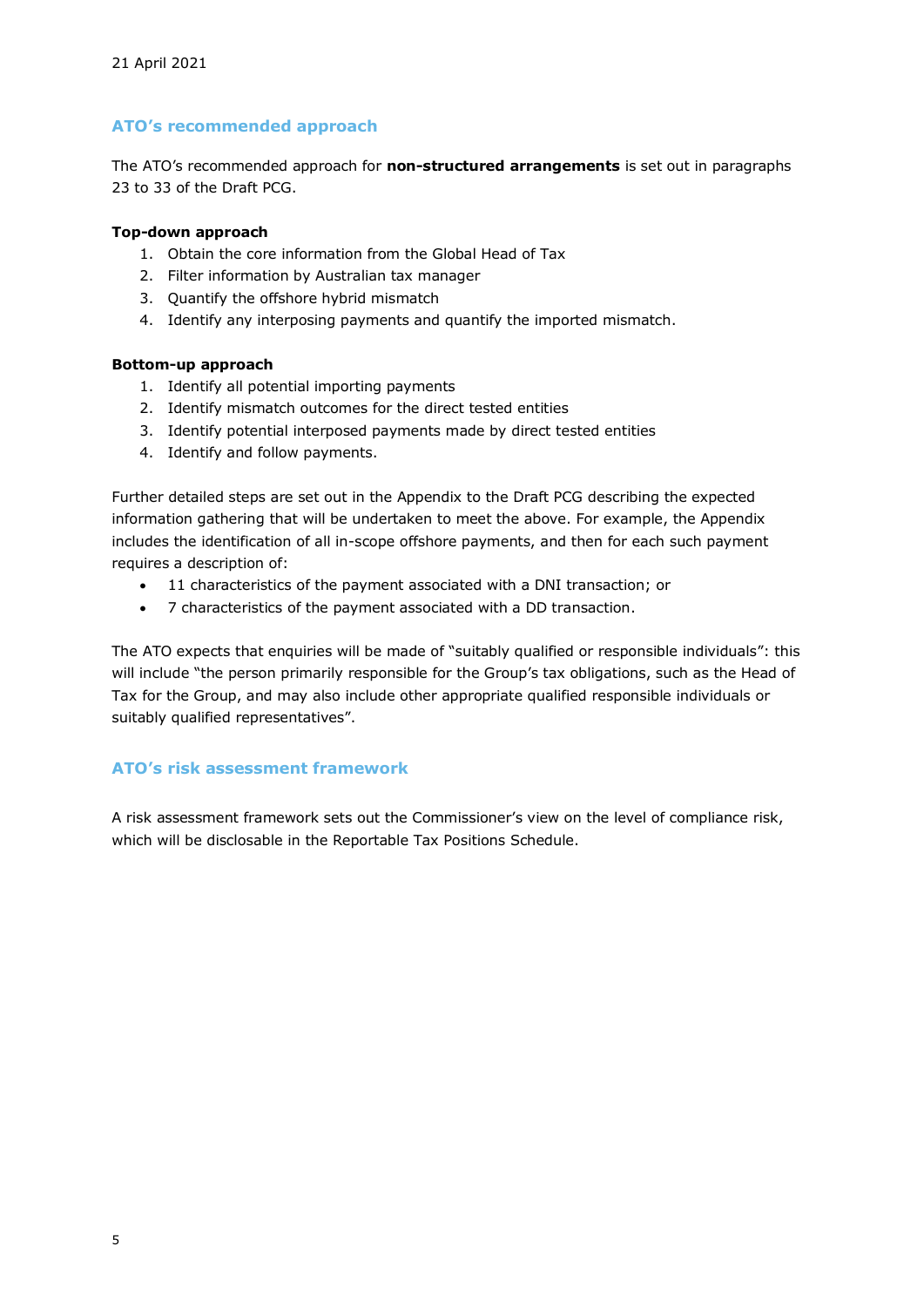21 April 2021

## ATO's recommended approach

The ATO's recommended approach for **non-structured arrangements** is set out in paragraphs 23 to 33 of the Draft PCG.

**Top-down approach**

1. Obtain the core information from the Global Head of Tax
2. Filter information by Australian tax manager
3. Quantify the offshore hybrid mismatch
4. Identify any interposing payments and quantify the imported mismatch.

**Bottom-up approach**

1. Identify all potential importing payments
2. Identify mismatch outcomes for the direct tested entities
3. Identify potential interposed payments made by direct tested entities
4. Identify and follow payments.

Further detailed steps are set out in the Appendix to the Draft PCG describing the expected information gathering that will be undertaken to meet the above. For example, the Appendix includes the identification of all in-scope offshore payments, and then for each such payment requires a description of:

- 11 characteristics of the payment associated with a DNI transaction; or
- 7 characteristics of the payment associated with a DD transaction.

The ATO expects that enquiries will be made of "suitably qualified or responsible individuals": this will include "the person primarily responsible for the Group's tax obligations, such as the Head of Tax for the Group, and may also include other appropriate qualified responsible individuals or suitably qualified representatives".

## ATO's risk assessment framework

A risk assessment framework sets out the Commissioner's view on the level of compliance risk, which will be disclosable in the Reportable Tax Positions Schedule.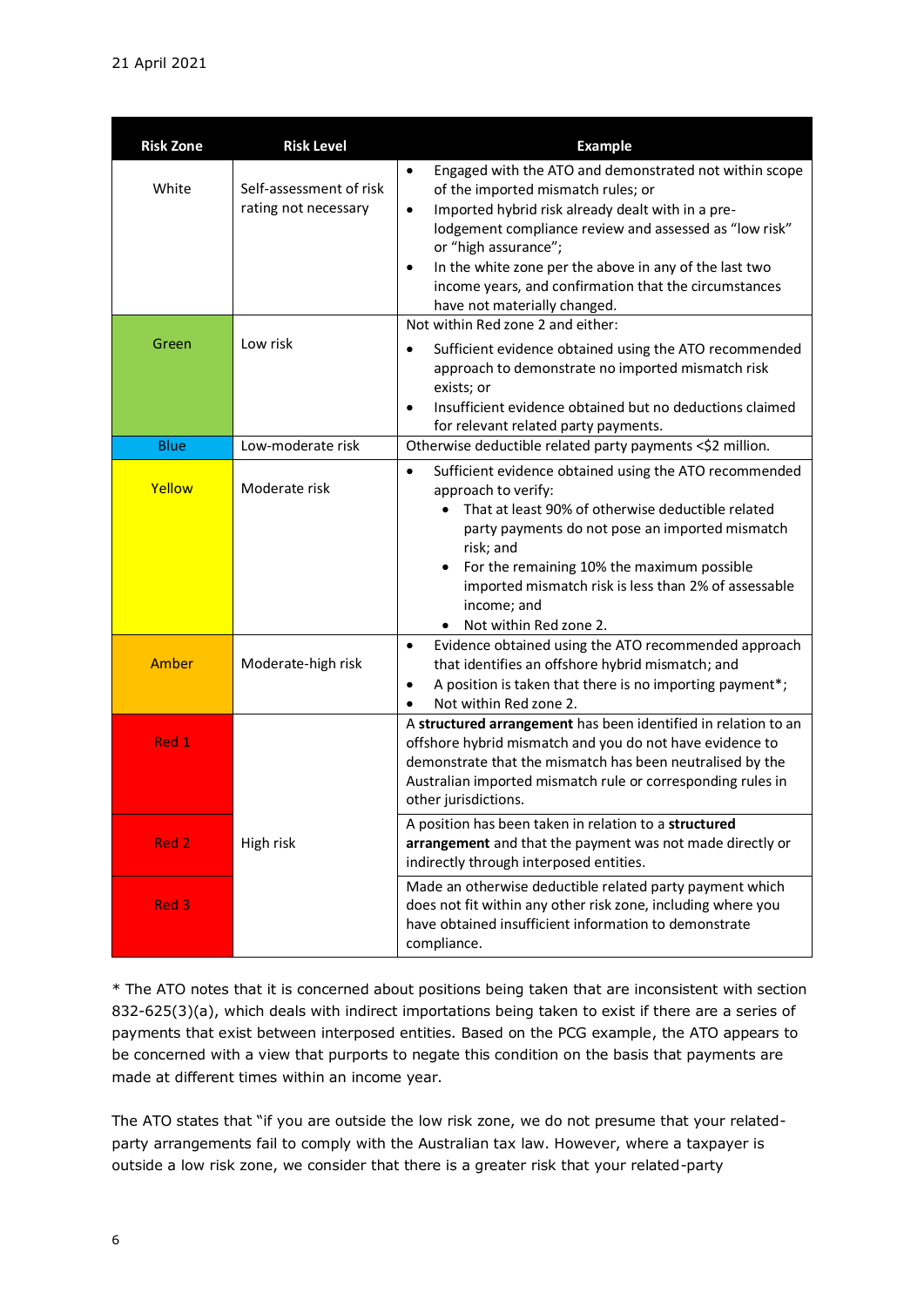21 April 2021

| Risk Zone | Risk Level | Example |
|---|---|---|
| White | Self-assessment of risk rating not necessary | • Engaged with the ATO and demonstrated not within scope of the imported mismatch rules; or<br>• Imported hybrid risk already dealt with in a pre-lodgement compliance review and assessed as "low risk" or "high assurance";<br>• In the white zone per the above in any of the last two income years, and confirmation that the circumstances have not materially changed. |
| Green | Low risk | Not within Red zone 2 and either:<br>• Sufficient evidence obtained using the ATO recommended approach to demonstrate no imported mismatch risk exists; or<br>• Insufficient evidence obtained but no deductions claimed for relevant related party payments. |
| Blue | Low-moderate risk | Otherwise deductible related party payments <$2 million. |
| Yellow | Moderate risk | • Sufficient evidence obtained using the ATO recommended approach to verify:<br>  • That at least 90% of otherwise deductible related party payments do not pose an imported mismatch risk; and<br>  • For the remaining 10% the maximum possible imported mismatch risk is less than 2% of assessable income; and<br>  • Not within Red zone 2. |
| Amber | Moderate-high risk | • Evidence obtained using the ATO recommended approach that identifies an offshore hybrid mismatch; and<br>• A position is taken that there is no importing payment*;<br>• Not within Red zone 2. |
| Red 1 | High risk | A **structured arrangement** has been identified in relation to an offshore hybrid mismatch and you do not have evidence to demonstrate that the mismatch has been neutralised by the Australian imported mismatch rule or corresponding rules in other jurisdictions. |
| Red 2 | High risk | A position has been taken in relation to a **structured arrangement** and that the payment was not made directly or indirectly through interposed entities. |
| Red 3 | High risk | Made an otherwise deductible related party payment which does not fit within any other risk zone, including where you have obtained insufficient information to demonstrate compliance. |

* The ATO notes that it is concerned about positions being taken that are inconsistent with section 832-625(3)(a), which deals with indirect importations being taken to exist if there are a series of payments that exist between interposed entities. Based on the PCG example, the ATO appears to be concerned with a view that purports to negate this condition on the basis that payments are made at different times within an income year.

The ATO states that "if you are outside the low risk zone, we do not presume that your related-party arrangements fail to comply with the Australian tax law. However, where a taxpayer is outside a low risk zone, we consider that there is a greater risk that your related-party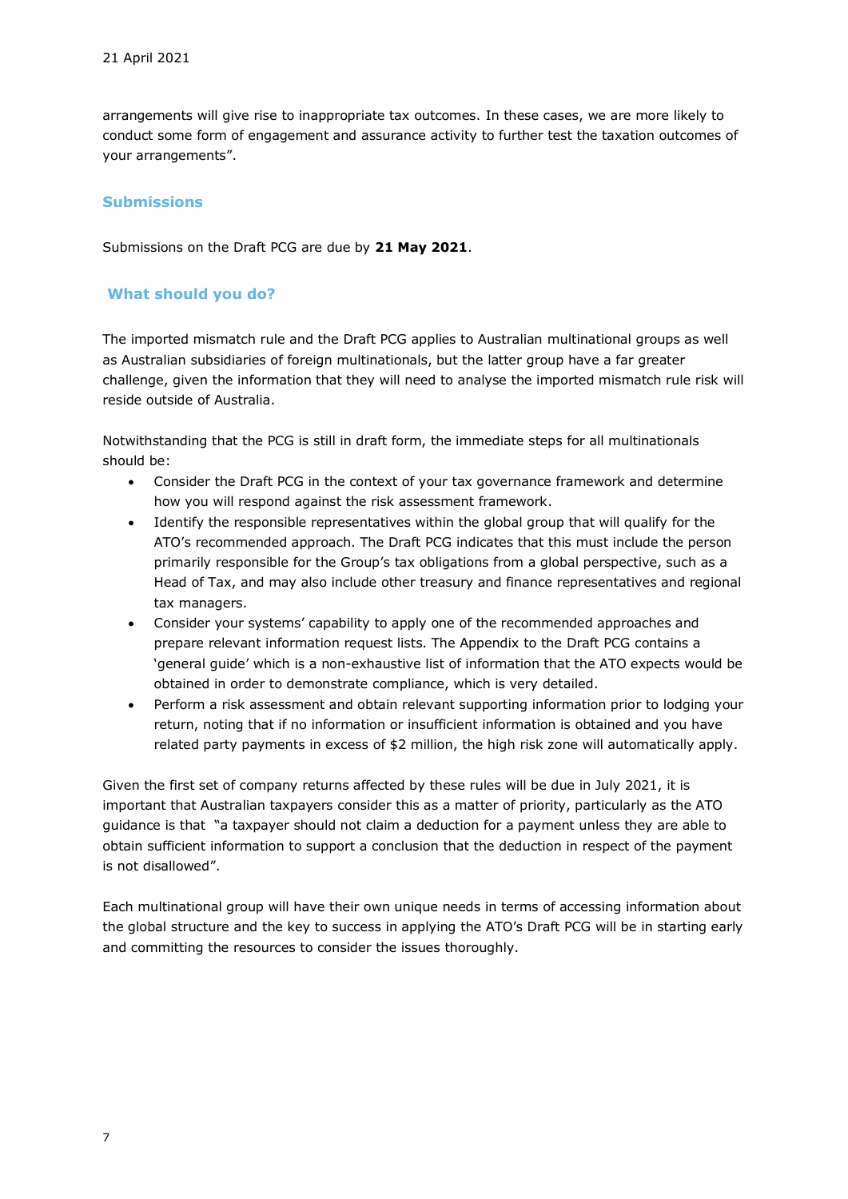arrangements will give rise to inappropriate tax outcomes. In these cases, we are more likely to conduct some form of engagement and assurance activity to further test the taxation outcomes of your arrangements".

## Submissions

Submissions on the Draft PCG are due by **21 May 2021**.

## What should you do?

The imported mismatch rule and the Draft PCG applies to Australian multinational groups as well as Australian subsidiaries of foreign multinationals, but the latter group have a far greater challenge, given the information that they will need to analyse the imported mismatch rule risk will reside outside of Australia.

Notwithstanding that the PCG is still in draft form, the immediate steps for all multinationals should be:

- Consider the Draft PCG in the context of your tax governance framework and determine how you will respond against the risk assessment framework.
- Identify the responsible representatives within the global group that will qualify for the ATO's recommended approach. The Draft PCG indicates that this must include the person primarily responsible for the Group's tax obligations from a global perspective, such as a Head of Tax, and may also include other treasury and finance representatives and regional tax managers.
- Consider your systems' capability to apply one of the recommended approaches and prepare relevant information request lists. The Appendix to the Draft PCG contains a 'general guide' which is a non-exhaustive list of information that the ATO expects would be obtained in order to demonstrate compliance, which is very detailed.
- Perform a risk assessment and obtain relevant supporting information prior to lodging your return, noting that if no information or insufficient information is obtained and you have related party payments in excess of $2 million, the high risk zone will automatically apply.

Given the first set of company returns affected by these rules will be due in July 2021, it is important that Australian taxpayers consider this as a matter of priority, particularly as the ATO guidance is that "a taxpayer should not claim a deduction for a payment unless they are able to obtain sufficient information to support a conclusion that the deduction in respect of the payment is not disallowed".

Each multinational group will have their own unique needs in terms of accessing information about the global structure and the key to success in applying the ATO's Draft PCG will be in starting early and committing the resources to consider the issues thoroughly.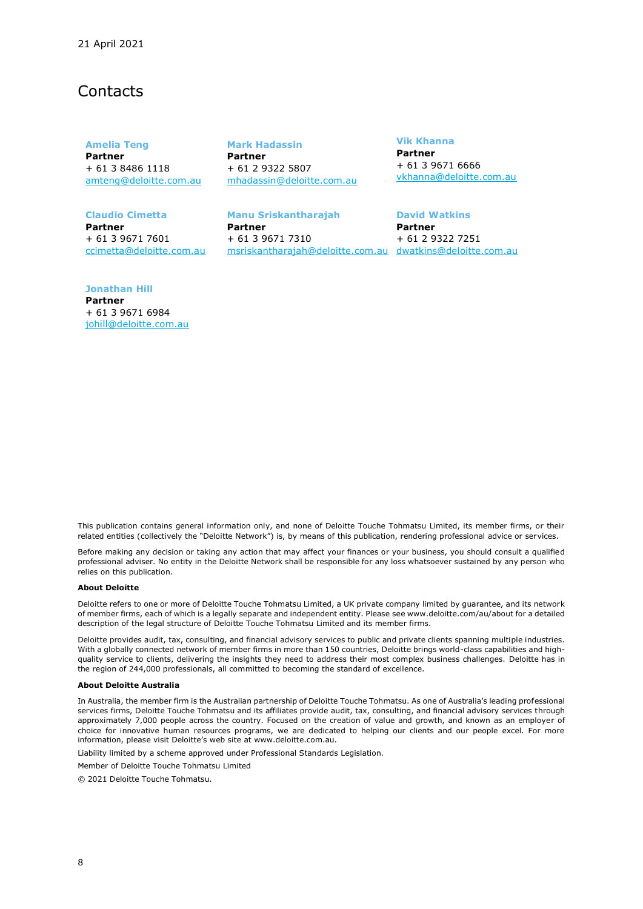21 April 2021

# Contacts

**Amelia Teng**
**Partner**
+ 61 3 8486 1118
amteng@deloitte.com.au

**Mark Hadassin**
**Partner**
+ 61 2 9322 5807
mhadassin@deloitte.com.au

**Vik Khanna**
**Partner**
+ 61 3 9671 6666
vkhanna@deloitte.com.au

**Claudio Cimetta**
**Partner**
+ 61 3 9671 7601
ccimetta@deloitte.com.au

**Manu Sriskantharajah**
**Partner**
+ 61 3 9671 7310
msriskantharajah@deloitte.com.au

**David Watkins**
**Partner**
+ 61 2 9322 7251
dwatkins@deloitte.com.au

**Jonathan Hill**
**Partner**
+ 61 3 9671 6984
johill@deloitte.com.au

This publication contains general information only, and none of Deloitte Touche Tohmatsu Limited, its member firms, or their related entities (collectively the "Deloitte Network") is, by means of this publication, rendering professional advice or services.

Before making any decision or taking any action that may affect your finances or your business, you should consult a qualified professional adviser. No entity in the Deloitte Network shall be responsible for any loss whatsoever sustained by any person who relies on this publication.

**About Deloitte**

Deloitte refers to one or more of Deloitte Touche Tohmatsu Limited, a UK private company limited by guarantee, and its network of member firms, each of which is a legally separate and independent entity. Please see www.deloitte.com/au/about for a detailed description of the legal structure of Deloitte Touche Tohmatsu Limited and its member firms.

Deloitte provides audit, tax, consulting, and financial advisory services to public and private clients spanning multiple industries. With a globally connected network of member firms in more than 150 countries, Deloitte brings world-class capabilities and high-quality service to clients, delivering the insights they need to address their most complex business challenges. Deloitte has in the region of 244,000 professionals, all committed to becoming the standard of excellence.

**About Deloitte Australia**

In Australia, the member firm is the Australian partnership of Deloitte Touche Tohmatsu. As one of Australia's leading professional services firms, Deloitte Touche Tohmatsu and its affiliates provide audit, tax, consulting, and financial advisory services through approximately 7,000 people across the country. Focused on the creation of value and growth, and known as an employer of choice for innovative human resources programs, we are dedicated to helping our clients and our people excel. For more information, please visit Deloitte's web site at www.deloitte.com.au.

Liability limited by a scheme approved under Professional Standards Legislation.

Member of Deloitte Touche Tohmatsu Limited

© 2021 Deloitte Touche Tohmatsu.